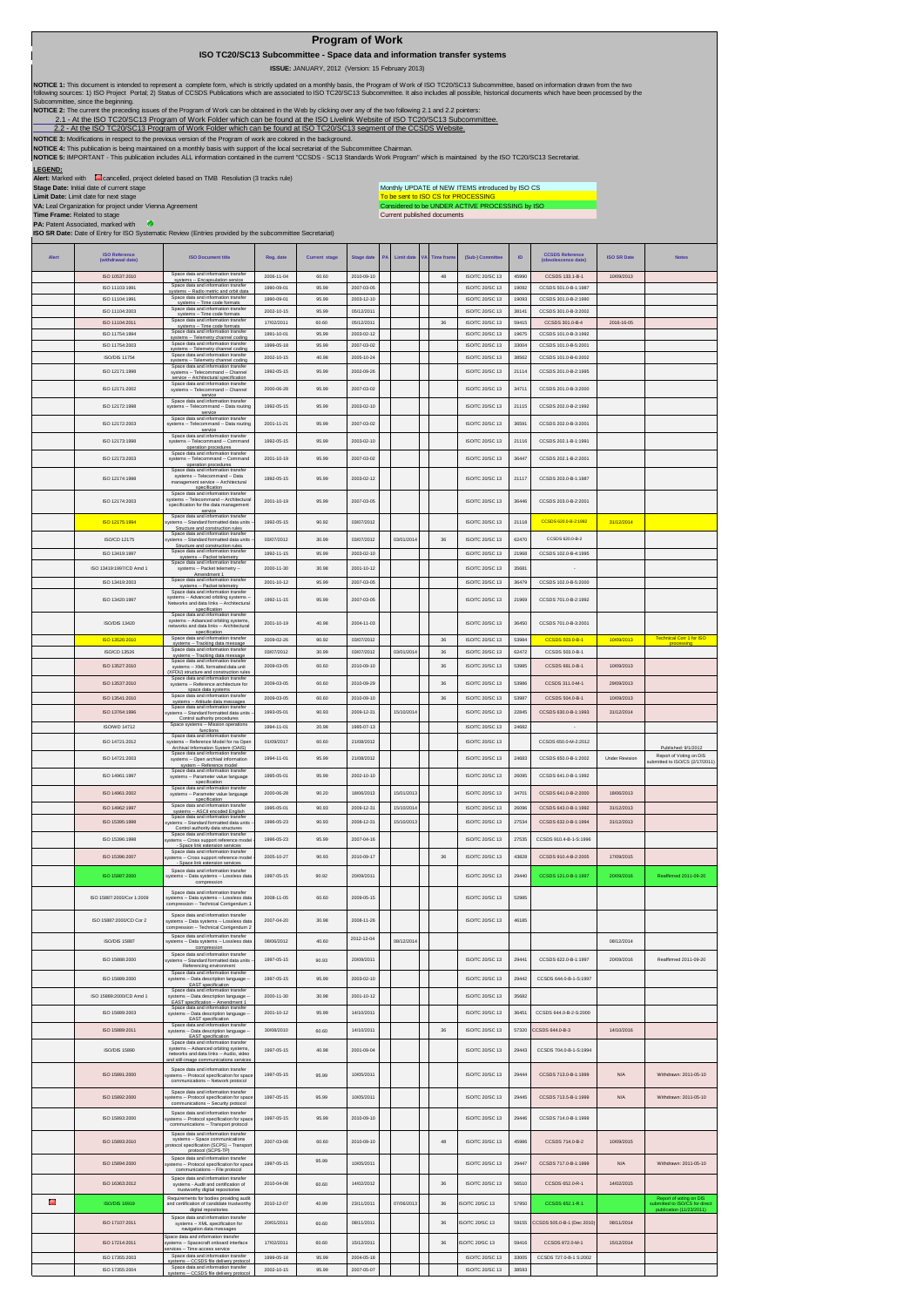# Program of Work

## ISO TC20/SC13 Subcommittee - Space data and information transfer systems

**ISSUE:** JANUARY, 2012 (Version: 15 February 2013)

**NOTICE 1:** This document is intended to represent a complete form, which is strictly updated on a monthly basis, the Program of Work of ISO TC20/SC13 Subcommittee, based on information drawn from the two following sources: 1) ISO Project Portal; 2) Status of CCSDS Publications which are associated to ISO TC20/SC13 Subcommittee. It also includes all possible, historical documents which have been processed by the Subcommittee, since the beginning.

**NOTICE 2:** The current the preceding issues of the Program of Work can be obtained in the Web by clicking over any of the two following 2.1 and 2.2 pointers:

2.1 - At the ISO TC20/SC13 Program of Work Folder which can be found at the ISO Livelink Website of ISO TC20/SC13 Subcommittee.

2.2 - At the ISO TC20/SC13 Program of Work Folder which can be found at ISO TC20/SC13 segment of the CCSDS Website.

**NOTICE 3:** Modifications in respect to the previous version of the Program of work are colored in the background.

**NOTICE 4:** This publication is being maintained on a monthly basis with support of the local secretariat of the Subcommittee Chairman.

**NOTICE 5:** IMPORTANT - This publication includes ALL information contained in the current "CCSDS - SC13 Standards Work Program" which is maintained by the ISO TC20/SC13 Secretariat.

**LEGEND:**

**Alert:** Marked with cancelled, project deleted based on TMB Resolution (3 tracks rule)

**Stage Date:** Initial date of current stage

**Limit Date:** Limit date for next stage

**VA:** Leal Organization for project under Vienna Agreement

**Time Frame:** Related to stage

**PA:** Patent Associated, marked with

**ISO SR Date:** Date of Entry for ISO Systematic Review (Entries provided by the subcommittee Secretariat)

Monthly UPDATE of NEW ITEMS introduced by ISO CS

To be sent to ISO CS for PROCESSING

Considered to be UNDER ACTIVE PROCESSING by ISO

Current published documents

| Alert | ISO Reference (withdrawal date) | ISO Document title | Reg. date | Current stage | Stage date | PA | Limit date | VA | Time frame | (Sub-) Committee | ID | CCSDS Reference (obsolescence date) | ISO SR Date | Notes |
|---|---|---|---|---|---|---|---|---|---|---|---|---|---|---|
| | ISO 10537:2010 | Space data and information transfer systems -- Encapsulation service | 2006-11-04 | 60.60 | 2010-09-10 | | | | 48 | ISO/TC 20/SC 13 | 45990 | CCSDS 133.1-B-1 | 10/09/2013 | |
| | ISO 11103:1991 | Space data and information transfer systems -- Radio metric and orbit data | 1990-09-01 | 95.99 | 2007-03-05 | | | | | ISO/TC 20/SC 13 | 19092 | CCSDS 501.0-B-1:1987 | | |
| | ISO 11104:1991 | Space data and information transfer systems -- Time code formats | 1990-09-01 | 95.99 | 2003-12-10 | | | | | ISO/TC 20/SC 13 | 19093 | CCSDS 301.0-B-2:1990 | | |
| | ISO 11104:2003 | Space data and information transfer systems -- Time code formats | 2002-10-15 | 95.99 | 05/12/2011 | | | | | ISO/TC 20/SC 13 | 38141 | CCSDS 301.0-B-3:2002 | | |
| | ISO 11104:2011 | Space data and information transfer systems -- Time code formats | 17/02/2011 | 60.60 | 05/12/2011 | | | | 36 | ISO/TC 20/SC 13 | 59415 | CCSDS 301.0-B-4 | 2016-16-05 | |
| | ISO 11754:1994 | Space data and information transfer systems -- Telemetry channel coding | 1991-10-01 | 95.99 | 2003-02-12 | | | | | ISO/TC 20/SC 13 | 19675 | CCSDS 101.0-B-3:1992 | | |
| | ISO 11754:2003 | Space data and information transfer systems -- Telemetry channel coding | 1999-05-18 | 95.99 | 2007-03-02 | | | | | ISO/TC 20/SC 13 | 33004 | CCSDS 101.0-B-5:2001 | | |
| | ISO/DIS 11754 | Space data and information transfer systems -- Telemetry channel coding | 2002-10-15 | 40.98 | 2005-10-24 | | | | | ISO/TC 20/SC 13 | 38562 | CCSDS 101.0-B-6:2002 | | |
| | ISO 12171:1998 | Space data and information transfer systems -- Telecommand -- Channel service -- Architectural specification | 1992-05-15 | 95.99 | 2002-09-26 | | | | | ISO/TC 20/SC 13 | 21114 | CCSDS 201.0-B-1:1995 | | |
| | ISO 12171:2002 | Space data and information transfer systems -- Telecommand -- Channel service | 2000-06-28 | 95.99 | 2007-03-02 | | | | | ISO/TC 20/SC 13 | 34711 | CCSDS 201.0-B-3:2000 | | |
| | ISO 12172:1998 | Space data and information transfer systems -- Telecommand -- Data routing service | 1992-05-15 | 95.99 | 2003-02-10 | | | | | ISO/TC 20/SC 13 | 21115 | CCSDS 202.0-B-2:1992 | | |
| | ISO 12172:2003 | Space data and information transfer systems -- Telecommand -- Data routing service | 2001-11-21 | 95.99 | 2007-03-02 | | | | | ISO/TC 20/SC 13 | 36591 | CCSDS 202.0-B-3:2001 | | |
| | ISO 12173:1998 | Space data and information transfer systems -- Telecommand -- Command operation procedures | 1992-05-15 | 95.99 | 2003-02-10 | | | | | ISO/TC 20/SC 13 | 21116 | CCSDS 202.1-B-1:1991 | | |
| | ISO 12173:2003 | Space data and information transfer systems -- Telecommand -- Command operation procedures | 2001-10-19 | 95.99 | 2007-03-02 | | | | | ISO/TC 20/SC 13 | 36447 | CCSDS 202.1-B-2:2001 | | |
| | ISO 12174:1998 | Space data and information transfer systems -- Telecommand -- Data management service -- Architectural specification | 1992-05-15 | 95.99 | 2003-02-12 | | | | | ISO/TC 20/SC 13 | 21117 | CCSDS 203.0-B-1:1987 | | |
| | ISO 12174:2003 | Space data and information transfer systems -- Telecommand -- Architectural specification for the data management service | 2001-10-19 | 95.99 | 2007-03-05 | | | | | ISO/TC 20/SC 13 | 36446 | CCSDS 203.0-B-2:2001 | | |
| | ISO 12175:1994 | Space data and information transfer systems -- Standard formatted data units -- Structure and construction rules | 1992-05-15 | 90.92 | 03/07/2012 | | | | | ISO/TC 20/SC 13 | 21118 | CCSDS 620.0-B-2:1992 | 31/12/2014 | |
| | ISO/CD 12175 | Space data and information transfer systems -- Standard formatted data units -- Structure and construction rules | 03/07/2012 | 30.99 | 03/07/2012 | | 03/01/2014 | | 36 | ISO/TC 20/SC 13 | 62470 | CCSDS 620.0-B-2 | | |
| | ISO 13419:1997 | Space data and information transfer systems -- Packet telemetry | 1992-11-15 | 95.99 | 2003-02-10 | | | | | ISO/TC 20/SC 13 | 21968 | CCSDS 102.0-B-4:1995 | | |
| | ISO 13419:1997/CD Amd 1 | Space data and information transfer systems -- Packet telemetry -- Amendment 1 | 2000-11-30 | 30.98 | 2001-10-12 | | | | | ISO/TC 20/SC 13 | 35681 | - | | |
| | ISO 13419:2003 | Space data and information transfer systems -- Packet telemetry | 2001-10-12 | 95.99 | 2007-03-05 | | | | | ISO/TC 20/SC 13 | 36479 | CCSDS 102.0-B-5:2000 | | |
| | ISO 13420:1997 | Space data and information transfer systems -- Advanced orbiting systems -- Networks and data links -- Architectural specification | 1992-11-15 | 95.99 | 2007-03-05 | | | | | ISO/TC 20/SC 13 | 21969 | CCSDS 701.0-B-2:1992 | | |
| | ISO/DIS 13420 | Space data and information transfer systems -- Advanced orbiting systems, networks and data links -- Architectural specification | 2001-10-19 | 40.98 | 2004-11-03 | | | | | ISO/TC 20/SC 13 | 36450 | CCSDS 701.0-B-3:2001 | | |
| | ISO 13526:2010 | Space data and information transfer systems -- Tracking data message | 2009-02-26 | 90.92 | 03/07/2012 | | | | 36 | ISO/TC 20/SC 13 | 53984 | CCSDS 503.0-B-1 | 10/09/2013 | Technical Corr 1 for ISO processing |
| | ISO/CD 13526 | Space data and information transfer systems -- Tracking data message | 03/07/2012 | 30.99 | 03/07/2012 | | 03/01/2014 | | 36 | ISO/TC 20/SC 13 | 62472 | CCSDS 503.0-B-1 | | |
| | ISO 13527:2010 | Space data and information transfer systems -- XML formatted data unit (XFDU) structure and construction rules | 2009-03-05 | 60.60 | 2010-09-10 | | | | 36 | ISO/TC 20/SC 13 | 53985 | CCSDS 661.0-B-1 | 10/09/2013 | |
| | ISO 13537:2010 | Space data and information transfer systems -- Reference architecture for space data systems | 2009-03-05 | 60.60 | 2010-09-29 | | | | 36 | ISO/TC 20/SC 13 | 53986 | CCSDS 311.0-M-1 | 29/09/2013 | |
| | ISO 13541:2010 | Space data and information transfer systems -- Attitude data messages | 2009-03-05 | 60.60 | 2010-09-10 | | | | 36 | ISO/TC 20/SC 13 | 53987 | CCSDS 504.0-B-1 | 10/09/2013 | |
| | ISO 13764:1996 | Space data and information transfer systems -- Standard formatted data units -- Control authority procedures | 1993-05-01 | 90.93 | 2009-12-31 | | 15/10/2014 | | | ISO/TC 20/SC 13 | 22845 | CCSDS 630.0-B-1:1993 | 31/12/2014 | |
| | ISO/WD 14712 | Space systems -- Mission operations functions | 1994-11-01 | 20.98 | 1995-07-13 | | | | | ISO/TC 20/SC 13 | 24682 | - | | |
| | ISO 14721:2012 | Space data and information transfer systems -- Reference Model for na Open Archival Information System (OAIS) | 01/09/2017 | 60.60 | 21/08/2012 | | | | | ISO/TC 20/SC 13 | | CCSDS 650.0-M-2:2012 | | Published: 9/1/2012 |
| | ISO 14721:2003 | Space data and information transfer systems -- Open archival information system -- Reference model | 1994-11-01 | 95.99 | 21/08/2012 | | | | | ISO/TC 20/SC 13 | 24683 | CCSDS 650.0-B-1:2002 | Under Revision | Report of Voting on DIS submitted to ISO/CS (2/17/2011) |
| | ISO 14961:1997 | Space data and information transfer systems -- Parameter value language specification | 1995-05-01 | 95.99 | 2002-10-10 | | | | | ISO/TC 20/SC 13 | 26095 | CCSDS 641.0-B-1:1992 | | |
| | ISO 14961:2002 | Space data and information transfer systems -- Parameter value language specification | 2000-06-28 | 90.20 | 18/06/2013 | | 15/01/2013 | | | ISO/TC 20/SC 13 | 34701 | CCSDS 641.0-B-2:2000 | 18/06/2013 | |
| | ISO 14962:1997 | Space data and information transfer systems -- ASCII encoded English | 1995-05-01 | 90.93 | 2009-12-31 | | 15/10/2014 | | | ISO/TC 20/SC 13 | 26096 | CCSDS 643.0-B-1:1992 | 31/12/2014 | |
| | ISO 15395:1998 | Space data and information transfer systems -- Standard formatted data units -- Control authority data structures | 1996-05-23 | 90.93 | 2009-12-31 | | 15/10/2013 | | | ISO/TC 20/SC 13 | 27534 | CCSDS 632.0-B-1:1994 | 31/12/2013 | |
| | ISO 15396:1998 | Space data and information transfer systems -- Cross support reference model -- Space link extension services | 1996-05-23 | 95.99 | 2007-04-16 | | | | | ISO/TC 20/SC 13 | 27535 | CCSDS 910.4-B-1-S:1996 | | |
| | ISO 15396:2007 | Space data and information transfer systems -- Cross support reference model -- Space link extension services | 2005-10-27 | 90.93 | 2010-09-17 | | | | 36 | ISO/TC 20/SC 13 | 43828 | CCSDS 910.4-B-2:2005 | 17/09/2015 | |
| | ISO 15887:2000 | Space data and information transfer systems -- Data systems -- Lossless data compression | 1997-05-15 | 90.92 | 20/09/2011 | | | | | ISO/TC 20/SC 13 | 29440 | CCSDS 121.0-B-1:1997 | 20/09/2016 | Reaffirmed 2011-09-20 |
| | ISO 15887:2000/Cor 1:2009 | Space data and information transfer systems -- Data systems -- Lossless data compression -- Technical Corrigendum 1 | 2008-11-05 | 60.60 | 2009-05-15 | | | | | ISO/TC 20/SC 13 | 52985 | | | |
| | ISO 15887:2000/CD Cor 2 | Space data and information transfer systems -- Data systems -- Lossless data compression -- Technical Corrigendum 2 | 2007-04-20 | 30.98 | 2008-11-26 | | | | | ISO/TC 20/SC 13 | 46105 | | | |
| | ISO/DIS 15887 | Space data and information transfer systems -- Data systems -- Lossless data compression | 08/06/2012 | 40.60 | 2012-12-04 | | 08/12/2014 | | | | | | 08/12/2014 | |
| | ISO 15888:2000 | Space data and information transfer systems -- Standard formatted data units -- Referencing environment | 1997-05-15 | 90.93 | 20/09/2011 | | | | | ISO/TC 20/SC 13 | 29441 | CCSDS 622.0-B-1:1997 | 20/09/2016 | Reaffirmed 2011-09-20 |
| | ISO 15889:2000 | Space data and information transfer systems -- Data description language -- EAST specification | 1997-05-15 | 95.99 | 2003-02-10 | | | | | ISO/TC 20/SC 13 | 29442 | CCSDS 644.0-B-1-S:1997 | | |
| | ISO 15889:2000/CD Amd 1 | Space data and information transfer systems -- Data description language -- EAST specification -- Amendment 1 | 2000-11-30 | 30.98 | 2001-10-12 | | | | | ISO/TC 20/SC 13 | 35682 | | | |
| | ISO 15889:2003 | Space data and information transfer systems -- Data description language -- EAST specification | 2001-10-12 | 95.99 | 14/10/2011 | | | | | ISO/TC 20/SC 13 | 36451 | CCSDS 644.0-B-2-S:2000 | | |
| | ISO 15889:2011 | Space data and information transfer systems -- Data description language -- EAST specification | 30/08/2010 | 60.60 | 14/10/2011 | | | | 36 | ISO/TC 20/SC 13 | 57320 | CCSDS 644.0-B-3 | 14/10/2016 | |
| | ISO/DIS 15890 | Space data and information transfer systems -- Advanced orbiting systems, networks and data links -- Audio, video and still-image communications services | 1997-05-15 | 40.98 | 2001-09-04 | | | | | ISO/TC 20/SC 13 | 29443 | CCSDS 704.0-B-1-S:1994 | | |
| | ISO 15891:2000 | Space data and information transfer systems -- Protocol specification for space communications -- Network protocol | 1997-05-15 | 95.99 | 10/05/2011 | | | | | ISO/TC 20/SC 13 | 29444 | CCSDS 713.0-B-1:1999 | N/A | Withdrawn: 2011-05-10 |
| | ISO 15892:2000 | Space data and information transfer systems -- Protocol specification for space communications -- Security protocol | 1997-05-15 | 95.99 | 10/05/2011 | | | | | ISO/TC 20/SC 13 | 29445 | CCSDS 713.5-B-1:1999 | N/A | Withdrawn: 2011-05-10 |
| | ISO 15893:2000 | Space data and information transfer systems -- Protocol specification for space communications -- Transport protocol | 1997-05-15 | 95.99 | 2010-09-10 | | | | | ISO/TC 20/SC 13 | 29446 | CCSDS 714.0-B-1:1999 | | |
| | ISO 15893:2010 | Space data and information transfer systems -- Space communications protocol specification (SCPS) -- Transport protocol (SCPS-TP) | 2007-03-06 | 60.60 | 2010-09-10 | | | | 48 | ISO/TC 20/SC 13 | 45986 | CCSDS 714.0-B-2 | 10/09/2015 | |
| | ISO 15894:2000 | Space data and information transfer systems -- Protocol specification for space communications -- File protocol | 1997-05-15 | 95.99 | 10/05/2011 | | | | | ISO/TC 20/SC 13 | 29447 | CCSDS 717.0-B-1:1999 | N/A | Withdrawn: 2011-05-10 |
| | ISO 16363:2012 | Space data and information transfer systems -- Audit and certification of trustworthy digital repositories | 2010-04-08 | 60.60 | 14/02/2012 | | | | 36 | ISO/TC 20/SC 13 | 56510 | CCSDS 652.0-R-1 | 14/02/2015 | |
| ■ | ISO/DIS 16919 | Requirements for bodies providing audit and certification of candidate trustworthy digital repositories | 2010-12-07 | 40.99 | 23/11/2011 | | 07/06/2013 | | 36 | ISO/TC 20/SC 13 | 57950 | CCSDS 652.1-R.1 | | Report of voting on DIS submitted to ISO/CS for direct publication (11/23/2011) |
| | ISO 17107:2011 | Space data and information transfer systems -- XML specification for navigation data messages | 20/01/2011 | 60.60 | 08/11/2011 | | | | 36 | ISO/TC 20/SC 13 | 59155 | CCSDS 505.0-B-1 (Dec 2010) | 08/11/2014 | |
| | ISO 17214:2011 | Space data and information transfer systems -- Spacecraft onboard interface services -- Time access service | 17/02/2011 | 60.60 | 15/12/2011 | | | | 36 | ISO/TC 20/SC 13 | 59416 | CCSDS 872.0-M-1 | 15/12/2014 | |
| | ISO 17355:2003 | Space data and information transfer systems -- CCSDS file delivery protocol | 1999-05-18 | 95.99 | 2004-05-18 | | | | | ISO/TC 20/SC 13 | 33005 | CCSDS 727.0-B-1-S:2002 | | |
| | ISO 17355:2004 | Space data and information transfer systems -- CCSDS file delivery protocol | 2002-10-15 | 95.99 | 2007-05-07 | | | | | ISO/TC 20/SC 13 | 38593 | | | |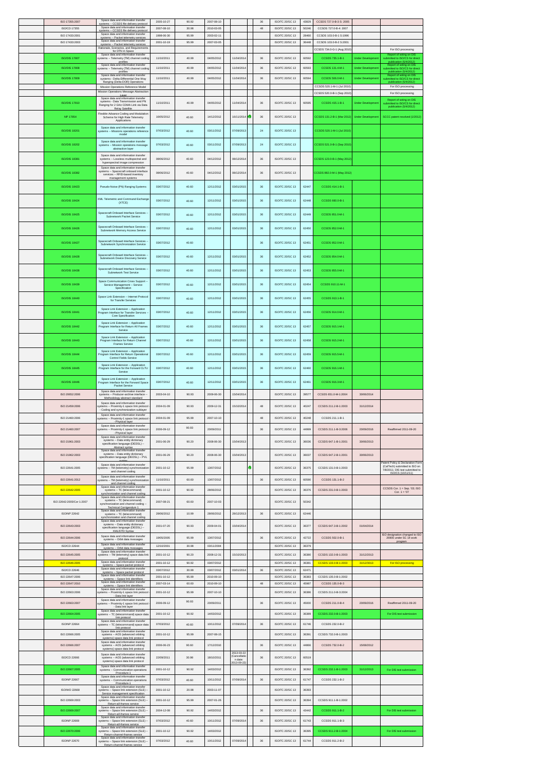| | | | | | | | | | | | | |
|---|---|---|---|---|---|---|---|---|---|---|---|---|
| ISO 17355:2007 | Space data and information transfer systems -- CCSDS file delivery protocol | 2005-10-27 | 90.92 | 2007-09-10 | | 36 | ISO/TC 20/SC 13 | 43829 | CCSDS 727.0-B-3 S: 2005 | | |
| ISO/CD 17355 | Space data and information transfer systems -- CCSDS file delivery protocol | 2007-09-10 | 30.98 | 2010-03-05 | | 48 | ISO/TC 20/SC 13 | 50246 | CCSDS 727.0-B-4: 2007 | | |
| ISO 17433:2001 | Space data and information transfer systems -- Packet telemetry services | 1998-06-30 | 95.99 | 2003-02-11 | | | ISO/TC 20/SC 13 | 28460 | CCSDS 103.0-B-1 S:1996 | | |
| ISO 17433:2003 | Space data and information transfer systems -- Packet telemetry services | 2001-10-19 | 95.99 | 2007-03-05 | | | ISO/TC 20/SC 13 | 36448 | CCSDS 103.0-B-2 S:2001 | | |
| | Rationale, Scenarios, and Requirements for DTN in Space | | | | | | | | CCSDS 734.0-G-1 (Aug 2010) | | For ISO processing |
| ISO/DIS 17807 | Space data and information transfer systems -- Telemetry (TM) channel coding profiles | 11/10/2011 | 40.99 | 04/05/2012 | 11/04/2014 | 36 | ISO/TC 20/SC 13 | 60592 | CCSDS 735.1-B-1 | Under Development | Report of voting on DIS submitted to ISO/CS for direct publication (5/4/2012) |
| ISO/DIS 17808 | Space data and information transfer systems -- Telemetry (TM) channel coding profiles | 11/10/2011 | 40.99 | 04/05/2012 | 11/04/2014 | 36 | ISO/TC 20/SC 13 | 60593 | CCSDS 131.4-M-1 | Under Development | Report of voting on DIS submitted to ISO/CS for direct publication (5/4/2012) |
| ISO/DIS 17809 | Space data and information transfer systems - Delta-Differential One Way Ranging (Delta-DOR) Operations | 11/10/2011 | 40.99 | 04/05/2012 | 11/04/2014 | 36 | ISO/TC 20/SC 13 | 60594 | CCSDS 506.0-M-1 | Under Development | Report of voting on DIS submitted to ISO/CS for direct publication (5/4/2012) |
| | Mission Operations Reference Model | | | | | | | | CCSDS 520.1-M-1 (Jul 2010) | | For ISO processing |
| | Mission Operations Message Abstraction Layer | | | | | | | | CCSDS 520.0-B-1 (Sep 2010) | | For ISO processing |
| ISO/DIS 17810 | Space data and information transfer systems - Data Transmission and PN Ranging for 2 GHz CDMA Link via Data Relay Satellite | 11/10/2011 | 40.99 | 04/05/2012 | 11/04/2014 | 36 | ISO/TC 20/SC 13 | 60595 | CCSDS 415.1-B-1 | Under Development | Report of voting on DIS submitted to ISO/CS for direct publication (5/4/2012) |
| NP 17854 | Flexible Advance Coding and Modulation Scheme for High Rate Telemetry Applications | 16/05/2012 | 40.60 | 14/12/2012 | 16/11/2014 | 36 | ISO/TC 20/SC 13 | | CCSDS 131.2-B-1 (Mar 2012) | Under Development | SCCC patent resolved (1/2012) |
| ISO/DIS 18201 | Space data and information transfer systems -- Missions operations reference model | 07/03/2012 | 40.60 | 03/11/2012 | 07/09/2013 | 24 | ISO/TC 20/SC 13 | | CCSDS 520.1-M-1 (Jul 2010) | | |
| ISO/DIS 18202 | Space data and information transfer systems -- Mission operations message abstraction layer | 07/03/2012 | 40.60 | 03/11/2012 | 07/09/2013 | 24 | ISO/TC 20/SC 13 | | CCSDS 521.0-B-1 (Sep 2010) | | |
| ISO/DIS 18381 | Space data and information transfer systems -- Lossless multispectral and hyperspectral image compression | 08/06/2012 | 40.60 | 04/12/2012 | 08/12/2014 | 36 | ISO/TC 20/SC 13 | | CCSDS 123.0-B-1 (May 2012) | | |
| ISO/DIS 18382 | Space data and information transfer systems -- Spacecraft onboard interface services -- RFID-based inventory management systems | 08/06/2012 | 40.60 | 04/12/2012 | 08/12/2014 | 36 | ISO/TC 20/SC 13 | | CCSDS 882.0-M-1 (May 2012) | | |
| ISO/DIS 18423 | Pseudo-Noise (PN) Ranging Systems | 03/07/2012 | 40.60 | 12/11/2012 | 03/01/2015 | 36 | ISO/TC 20/SC 13 | 62447 | CCSDS 414.1-B-1 | | |
| ISO/DIS 18424 | XML Telemetric and Command Exchange (XTCE) | 03/07/2012 | 40.60 | 12/11/2012 | 03/01/2015 | 36 | ISO/TC 20/SC 13 | 62448 | CCSDS 660.0-B-1 | | |
| ISO/DIS 18425 | Spacecraft Onboard Interface Services -- Subnetwork Packet Service | 03/07/2012 | 40.60 | 12/11/2012 | 03/01/2015 | 36 | ISO/TC 20/SC 13 | 62449 | CCSDS 851.0-M-1 | | |
| ISO/DIS 18426 | Spacecraft Onboard Interface Services -- Subnetwork Memory Access Service | 03/07/2012 | 40.60 | 12/11/2012 | 03/01/2015 | 36 | ISO/TC 20/SC 13 | 62450 | CCSDS 852.0-M-1 | | |
| ISO/DIS 18427 | Spacecraft Onboard Interface Services -- Subnetwork Synchronization Service | 03/07/2012 | 40.60 | | | 36 | ISO/TC 20/SC 13 | 62451 | CCSDS 852.0-M-1 | | |
| ISO/DIS 18428 | Spacecraft Onboard Interface Services -- Subnetwork Device Discovery Service | 03/07/2012 | 40.60 | 12/11/2012 | 03/01/2015 | 36 | ISO/TC 20/SC 13 | 62452 | CCSDS 854.0-M-1 | | |
| ISO/DIS 18438 | Spacecraft Onboard Interface Services -- Subnetwork Test Service | 03/07/2012 | 40.60 | 12/11/2012 | 03/01/2015 | 36 | ISO/TC 20/SC 13 | 62453 | CCSDS 855.0-M-1 | | |
| ISO/DIS 18439 | Space Communication Cross Support -- Service Management -- Service Specification | 03/07/2012 | 40.60 | 12/11/2012 | 03/01/2015 | 36 | ISO/TC 20/SC 13 | 62454 | CCSDS 910.11-M-1 | | |
| ISO/DIS 18440 | Space Link Extension -- Internet Protocol for Transfer Services | 03/07/2012 | 40.60 | 12/11/2012 | 03/01/2015 | 36 | ISO/TC 20/SC 13 | 62455 | CCSDS 913.1-B-1 | | |
| ISO/DIS 18441 | Space Link Extension -- Application Program Interface for Transfer Services -- Core Specification | 03/07/2012 | 40.60 | 12/11/2012 | 03/01/2015 | 36 | ISO/TC 20/SC 13 | 62456 | CCSDS 914.0-M-1 | | |
| ISO/DIS 18442 | Space Link Extension -- Application Program Interface for Return All Frames Service | 03/07/2012 | 40.60 | 12/11/2012 | 03/01/2015 | 36 | ISO/TC 20/SC 13 | 62457 | CCSDS 915.1-M-1 | | |
| ISO/DIS 18443 | Space Link Extension -- Application Program Interface for Return Channel Frames Service | 03/07/2012 | 40.60 | 12/11/2012 | 03/01/2015 | 36 | ISO/TC 20/SC 13 | 62458 | CCSDS 915.2-M-1 | | |
| ISO/DIS 18444 | Space Link Extension -- Application Program Interface for Return Operational Control Fields Service | 03/07/2012 | 40.60 | 12/11/2012 | 03/01/2015 | 36 | ISO/TC 20/SC 13 | 62459 | CCSDS 915.5-M-1 | | |
| ISO/DIS 18445 | Space Link Extension -- Application Program Interface for the Forward CLTU Service | 03/07/2012 | 40.60 | 12/11/2012 | 03/01/2015 | 36 | ISO/TC 20/SC 13 | 62460 | CCSDS 916.1-M-1 | | |
| ISO/DIS 18446 | Space Link Extension -- Application Program Interface for the Forward Space Packet Service | 03/07/2012 | 40.60 | 12/11/2012 | 03/01/2015 | 36 | ISO/TC 20/SC 13 | 62461 | CCSDS 916.3-M-1 | | |
| ISO 20652:2006 | Space data and information transfer systems -- Producer-archive interface -- Methodology abstract standard | 2003-04-10 | 90.93 | 2009-06-30 | 15/04/2014 | | ISO/TC 20/SC 13 | 39577 | CCSDS 651.0-M-1:2004 | 30/06/2014 | |
| ISO 21459:2006 | Space data and information transfer systems -- Proximity-1 space link protocol -- Coding and synchronization sublayer | 2004-01-09 | 90.93 | 2009-12-31 | 15/10/2014 | 48 | ISO/TC 20/SC 13 | 40247 | CCSDS 211.2-B-1:2003 | 31/12/2014 | |
| ISO 21460:2006 | Space data and information transfer systems -- Proximity-1 space link protocol -- Physical layer | 2004-01-09 | 95.99 | 2007-10-10 | | 48 | ISO/TC 20/SC 13 | 40248 | CCSDS 211.1-B-1 | | |
| ISO 21460:2007 | Space data and information transfer systems -- Proximity-1 space link protocol -- Physical layer | 2006-09-12 | 90.93 | 20/09/2011 | | 36 | ISO/TC 20/SC 13 | 44999 | CCSDS 211.1-B-3:2006 | 20/09/2016 | Reaffirmed 2011-09-20 |
| ISO 21961:2003 | Space data and information transfer systems -- Data entity dictionary specification language (DEDSL) -- Abstract syntax | 2001-06-29 | 90.20 | 2008-06-30 | 15/04/2013 | | ISO/TC 20/SC 13 | 36036 | CCSDS 647.1-B-1:2001 | 30/06/2013 | |
| ISO 21962:2003 | Space data and information transfer systems -- Data entity dictionary specification language (DEDSL) -- PVL syntax | 2001-06-29 | 90.20 | 2008-06-30 | 15/04/2013 | | ISO/TC 20/SC 13 | 36037 | CCSDS 647.2-B-1:2001 | 30/06/2013 | |
| ISO 22641:2005 | Space data and information transfer systems -- TM (telemetry) synchronization and channel coding | 2001-10-12 | 95.99 | 13/07/2012 | | | ISO/TC 20/SC 13 | 36375 | CCSDS 131.0-B-1:2003 | | Patent Policy & Declaration Form (CalTech) submitted to ISO on 7/8/2011; DIS text submitted to ISO/CS (10/11/11) |
| ISO 22641:2012 | Space data and information transfer systems -- TM (telemetry) synchronization and channel coding | 11/10/2011 | 60.60 | 13/07/2012 | | 36 | ISO/TC 20/SC 13 | 60590 | CCSDS 131.1-B-2 | | |
| ISO 22642:2005 | Space data and information transfer systems -- TC (telecommand) synchronization and channel coding | 2001-10-12 | 90.92 | 28/06/2012 | | | ISO/TC 20/SC 13 | 36376 | CCSDS 231.0-B-1:2003 | | CCSDS Cor. 1 = Sep. '03; ISO Cor. 1 = '07 |
| ISO 22642:2005/Cor 1:2007 | Space data and information transfer systems -- TC (telecommand) synchronization and channel coding -- Technical Corrigendum 1 | 2007-08-21 | 60.60 | 2007-10-03 | | | ISO/TC 20/SC 13 | 50342 | | | |
| ISO/NP 22642 | Space data and information transfer systems -- TC (telecommand) synchronization and channel coding | 28/06/2012 | 10.99 | 28/06/2012 | 28/12/2013 | 36 | ISO/TC 20/SC 13 | 62446 | | | |
| ISO 22643:2003 | Space data and information transfer systems -- Data entity dictionary specification language (DEDSL) -- XML/DTD Syntax | 2001-07-20 | 90.93 | 2009-04-01 | 15/04/2014 | | ISO/TC 20/SC 13 | 36377 | CCSDS 647.3-B-1:2002 | 01/04/2014 | |
| ISO 22644:2006 | Space data and information transfer systems -- Orbit data messages | 19/05/2005 | 95.99 | 13/07/2012 | | 36 | ISO/TC 20/SC 13 | 42722 | CCSDS 502.0-B-1 | | ISO designation changed to ISO 26900 under SC 14 work program |
| ISO/CD 22644 | Space data and information transfer systems -- Orbit data messages | 12/10/2001 | 30.98 | 03/11/2004 | | | ISO/TC 20/SC 13 | 36379 | | | |
| ISO 22645:2005 | Space data and information transfer systems -- TM (telemetry) space data link protocol | 2001-10-12 | 90.20 | 2008-12-31 | 15/10/2013 | | ISO/TC 20/SC 13 | 36380 | CCSDS 132.0-B-1:2003 | 31/12/2013 | |
| ISO 22646:2005 | Space data and information transfer systems -- Space packet protocol | 2001-10-12 | 90.92 | 03/07/2012 | | | ISO/TC 20/SC 13 | 36381 | CCSDS 133.0-B-1:2003 | 31/12/2013 | For ISO processing |
| ISO/CD 22646 | Space data and information transfer systems -- Space packet protocol | 03/07/2012 | 30.99 | 03/07/2012 | 03/01/2014 | 36 | ISO/TC 20/SC 13 | 62471 | | | |
| ISO 22647:2006 | Space data and information transfer systems -- Space link identifiers | 2001-10-12 | 95.99 | 2010-09-10 | | | ISO/TC 20/SC 13 | 36383 | CCSDS 135.0-B-1:2002 | | |
| ISO 22647:2010 | Space data and information transfer systems -- Space link identifiers | 2007-03-14 | 60.60 | 2010-09-10 | | 48 | ISO/TC 20/SC 13 | 45987 | CCSDS 135.0-B-3 | | |
| ISO 22663:2006 | Space data and information transfer systems -- Proximity-1 space link protocol -- Data link layer | 2001-10-12 | 95.99 | 2007-10-10 | | | ISO/TC 20/SC 13 | 36386 | CCSDS 211.0-B-3:2004 | | |
| ISO 22663:2007 | Space data and information transfer systems -- Proximity-1 space link protocol -- Data link layer | 2006-09-12 | 90.93 | 20/09/2011 | | 36 | ISO/TC 20/SC 13 | 45000 | CCSDS 211.0-B-4 | 20/09/2016 | Reaffirmed 2011-09-20 |
| ISO 22664:2005 | Space data and information transfer systems -- TC (telecommand) space data link protocol | 2001-10-12 | 90.92 | 14/03/2012 | | | ISO/TC 20/SC 13 | 36389 | CCSDS 232.0-B-1:2003 | | For DIS text submission |
| ISO/NP 22664 | Space data and information transfer systems -- TC (telecommand) space data link protocol | 07/03/2012 | 40.60 | 10/11/2012 | 07/09/2014 | 36 | ISO/TC 20/SC 13 | 61746 | CCSDS 232.0-B-2 | | |
| ISO 22666:2005 | Space data and information transfer systems -- AOS (advanced orbiting systems) space data link protocol | 2001-10-12 | 95.99 | 2007-08-15 | | | ISO/TC 20/SC 13 | 36391 | CCSDS 732.0-B-1:2003 | | |
| ISO 22666:2007 | Space data and information transfer systems -- AOS (advanced orbiting systems) space data link protocol | 2006-06-23 | 90.60 | 17/12/2010 | | 36 | ISO/TC 20/SC 13 | 44866 | CCSDS 732.0-B-2 | 15/08/2012 | |
| ISO/CD 22666 | Space data and information transfer systems -- AOS (advanced orbiting systems) space data link protocol | 22/09/2011 | 30.98 | 18/10/2011 | 2013-03-22 (Cancellation date: 2013-09-22) | 36 | ISO/TC 20/SC 13 | 60519 | | | |
| ISO 22667:2005 | Space data and information transfer systems -- Communication operations Procedure-1 | 2001-10-12 | 90.92 | 14/03/2012 | | | ISO/TC 20/SC 13 | 36392 | CCSDS 232.1-B-1:2003 | 31/12/2013 | For DIS text submission |
| ISO/NP 22667 | Space data and information transfer systems -- Communication operations Procedure-1 | 07/03/2012 | 40.60 | 10/11/2012 | 07/09/2014 | 36 | ISO/TC 20/SC 13 | 61747 | CCSDS 232.1-B-2 | | |
| ISO/WD 22668 | Space data and information transfer systems -- Space link extension (SLE) -- Service management specification | 2001-10-12 | 20.98 | 2003-11-07 | | | ISO/TC 20/SC 13 | 36393 | | | |
| ISO 22669:2003 | Space data and information transfer systems -- Space link extension (SLE) -- Return-all-frames service | 2001-10-12 | 95.99 | 2007-01-26 | | | ISO/TC 20/SC 13 | 36394 | CCSDS 911.1-B-1:2002 | | |
| ISO 22669:2007 | Space data and information transfer systems -- Space link extension (SLE) -- Return-all-frames service | 2004-12-08 | 90.92 | 14/03/2012 | | 36 | ISO/TC 20/SC 13 | 43442 | CCSDS 911.1-B-2 | | For DIS text submission |
| ISO/NP 22669 | Space data and information transfer systems -- Space link extension (SLE) -- Return-all-frames service | 07/03/2012 | 40.60 | 10/11/2012 | 07/09/2014 | 36 | ISO/TC 20/SC 13 | 61743 | CCSDS 911.1-B-3 | | |
| ISO 22670:2006 | Space data and information transfer systems -- Space link extension (SLE) -- Return-channel-frames service | 2001-10-12 | 90.92 | 14/03/2012 | | | ISO/TC 20/SC 13 | 36395 | CCSDS 911.2-B-1:2004 | | For DIS text submission |
| ISO/NP 22670 | Space data and information transfer systems -- Space link extension (SLE) -- Return-channel-frames service | 07/03/2012 | 40.60 | 10/11/2012 | 07/09/2014 | 36 | ISO/TC 20/SC 13 | 61744 | CCSDS 911.2-B-2 | | |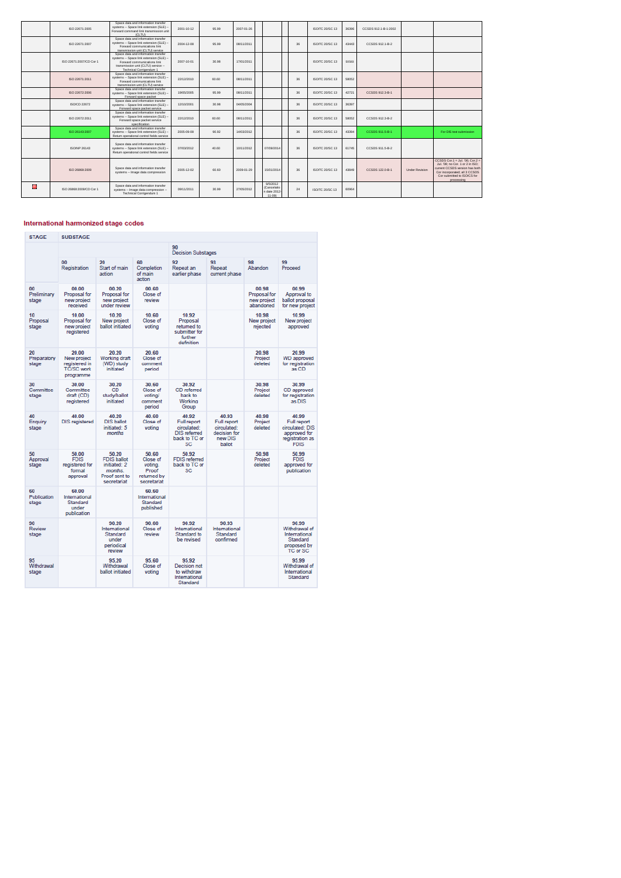| | | | | | | | | | | | | | | | | |
|---|---|---|---|---|---|---|---|---|---|---|---|---|---|---|---|---|
| | ISO 22671:2005 | Space data and information transfer systems -- Space link extension (SLE) -- Forward command link transmission unit (CLTU) | 2001-10-12 | 95.99 | 2007-01-26 | | | | | ISO/TC 20/SC 13 | 36396 | CCSDS 912.1-B-1:2002 | | |
| | ISO 22671:2007 | Space data and information transfer systems -- Space link extension (SLE) -- Forward communications link transmission unit (CLTU) service | 2004-12-08 | 95.99 | 08/11/2011 | | | | 36 | ISO/TC 20/SC 13 | 43443 | CCSDS 912.1-B-2 | | |
| | ISO 22671:2007/CD Cor 1 | Space data and information transfer systems -- Space link extension (SLE) -- Forward communications link transmission unit (CLTU) service -- Technical Corrigendum 1 | 2007-10-01 | 30.98 | 17/01/2011 | | | | | ISO/TC 20/SC 13 | 50589 | | | |
| | ISO 22671:2011 | Space data and information transfer systems -- Space link extension (SLE) -- Forward communications link transmission unit (CLTU) service | 22/12/2010 | 60.60 | 08/11/2011 | | | | 36 | ISO/TC 20/SC 13 | 58052 | | | |
| | ISO 22672:2006 | Space data and information transfer systems -- Space link extension (SLE) -- Forward space packet | 19/05/2005 | 95.99 | 08/11/2011 | | | | 36 | ISO/TC 20/SC 13 | 42721 | CCSDS 912.3-B-1 | | |
| | ISO/CD 22672 | Space data and information transfer systems -- Space link extension (SLE) -- Forward space packet service | 12/10/2001 | 30.98 | 04/05/2004 | | | | 36 | ISO/TC 20/SC 13 | 36397 | | | |
| | ISO 22672:2011 | Space data and information transfer systems -- Space link extension (SLE) -- Forward space packet service specification | 22/12/2010 | 60.60 | 08/11/2011 | | | | 36 | ISO/TC 20/SC 13 | 58052 | CCSDS 912.3-B-2 | | |
| | ISO 26143:2007 | Space data and information transfer systems -- Space link extension (SLE) -- Return operational control fields service | 2005-09-08 | 90.92 | 14/03/2012 | | | | 36 | ISO/TC 20/SC 13 | 43394 | CCSDS 911.5-B-1 | | For DIS text submission |
| | ISO/NP 26143 | Space data and information transfer systems -- Space link extension (SLE) -- Return operational control fields service | 07/03/2012 | 40.60 | 10/11/2012 | | 07/09/2014 | | 36 | ISO/TC 20/SC 13 | 61745 | CCSDS 911.5-B-2 | | |
| | ISO 26868:2009 | Space data and information transfer systems -- Image data compression | 2005-12-02 | 60.60 | 2009-01-29 | | 15/01/2014 | | 36 | ISO/TC 20/SC 13 | 43849 | CCSDS 122.0-B-1 | Under Revision | CCSDS Cor.1 = Jul. '06; Cor.2 = Jul. '08; no Cor. 1 or 2 in ISO; current CCSDS version has both Cor incorporated; all 3 CCSDS Cor submitted to ISO/CS for processing |
| ■ | ISO 26868:2009/CD Cor 1 | Space data and information transfer systems -- Image data compression -- Technical Corrigendum 1 | 09/11/2011 | 30.99 | 27/05/2012 | | 9/5/2012 (Cancelation date 2012-11-09) | | 24 | ISO/TC 20/SC 13 | 60964 | | | |

## International harmonized stage codes

| STAGE | SUBSTAGE | | | | | | |
|---|---|---|---|---|---|---|---|
| | | | | 90 Decision Substages | | | |
| | 00 Registration | 20 Start of main action | 60 Completion of main action | 92 Repeat an earlier phase | 93 Repeat current phase | 98 Abandon | 99 Proceed |
| 00 Preliminary stage | 00.00 Proposal for new project received | 00.20 Proposal for new project under review | 00.60 Close of review | | | 00.98 Proposal for new project abandoned | 00.99 Approval to ballot proposal for new project |
| 10 Proposal stage | 10.00 Proposal for new project registered | 10.20 New project ballot initiated | 10.60 Close of voting | 10.92 Proposal returned to submitter for further definition | | 10.98 New project rejected | 10.99 New project approved |
| 20 Preparatory stage | 20.00 New project registered in TC/SC work programme | 20.20 Working draft (WD) study initiated | 20.60 Close of comment period | | | 20.98 Project deleted | 20.99 WD approved for registration as CD |
| 30 Committee stage | 30.00 Committee draft (CD) registered | 30.20 CD study/ballot initiated | 30.60 Close of voting/ comment period | 30.92 CD referred back to Working Group | | 30.98 Project deleted | 30.99 CD approved for registration as DIS |
| 40 Enquiry stage | 40.00 DIS registered | 40.20 DIS ballot initiated: 5 *months* | 40.60 Close of voting | 40.92 Full report circulated: DIS referred back to TC or SC | 40.93 Full report circulated: decision for new DIS ballot | 40.98 Project deleted | 40.99 Full report circulated: DIS approved for registration as FDIS |
| 50 Approval stage | 50.00 FDIS registered for formal approval | 50.20 FDIS ballot initiated: 2 *months*. Proof sent to secretariat | 50.60 Close of voting. Proof returned by secretariat | 50.92 FDIS referred back to TC or SC | | 50.98 Project deleted | 50.99 FDIS approved for publication |
| 60 Publication stage | 60.00 International Standard under publication | | 60.60 International Standard published | | | | |
| 90 Review stage | | 90.20 International Standard under periodical review | 90.60 Close of review | 90.92 International Standard to be revised | 90.93 International Standard confirmed | | 90.99 Withdrawal of International Standard proposed by TC or SC |
| 95 Withdrawal stage | | 95.20 Withdrawal ballot initiated | 95.60 Close of voting | 95.92 Decision not to withdraw International Standard | | | 95.99 Withdrawal of International Standard |